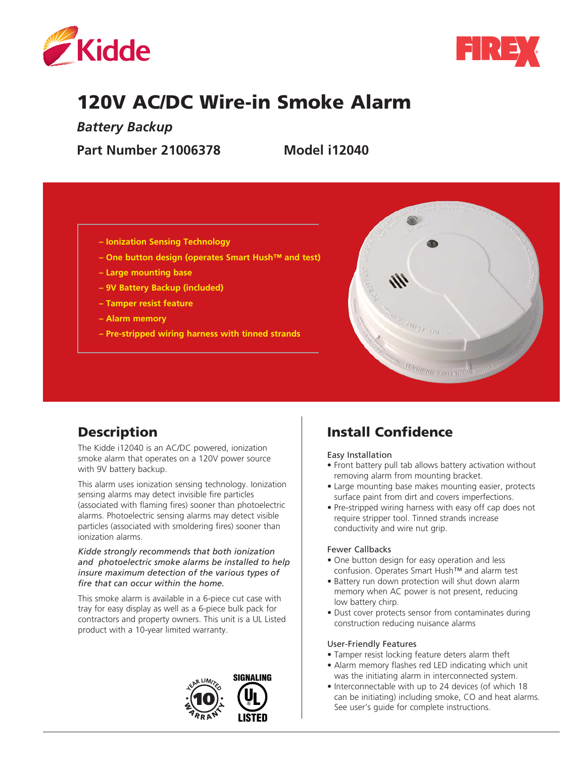# 120V AC/DC Wire-in Smoke Alarm

***Battery Backup***

**Part Number 21006378** **Model i12040**

- Ionization Sensing Technology
- One button design (operates Smart Hush™ and test)
- Large mounting base
- 9V Battery Backup (included)
- Tamper resist feature
- Alarm memory
- Pre-stripped wiring harness with tinned strands

## Description

The Kidde i12040 is an AC/DC powered, ionization smoke alarm that operates on a 120V power source with 9V battery backup.

This alarm uses ionization sensing technology. Ionization sensing alarms may detect invisible fire particles (associated with flaming fires) sooner than photoelectric alarms. Photoelectric sensing alarms may detect visible particles (associated with smoldering fires) sooner than ionization alarms.

*Kidde strongly recommends that both ionization and photoelectric smoke alarms be installed to help insure maximum detection of the various types of fire that can occur within the home.*

This smoke alarm is available in a 6-piece cut case with tray for easy display as well as a 6-piece bulk pack for contractors and property owners. This unit is a UL Listed product with a 10-year limited warranty.

## Install Confidence

Easy Installation

- Front battery pull tab allows battery activation without removing alarm from mounting bracket.
- Large mounting base makes mounting easier, protects surface paint from dirt and covers imperfections.
- Pre-stripped wiring harness with easy off cap does not require stripper tool. Tinned strands increase conductivity and wire nut grip.

Fewer Callbacks

- One button design for easy operation and less confusion. Operates Smart Hush™ and alarm test
- Battery run down protection will shut down alarm memory when AC power is not present, reducing low battery chirp.
- Dust cover protects sensor from contaminates during construction reducing nuisance alarms

User-Friendly Features

- Tamper resist locking feature deters alarm theft
- Alarm memory flashes red LED indicating which unit was the initiating alarm in interconnected system.
- Interconnectable with up to 24 devices (of which 18 can be initiating) including smoke, CO and heat alarms. See user's guide for complete instructions.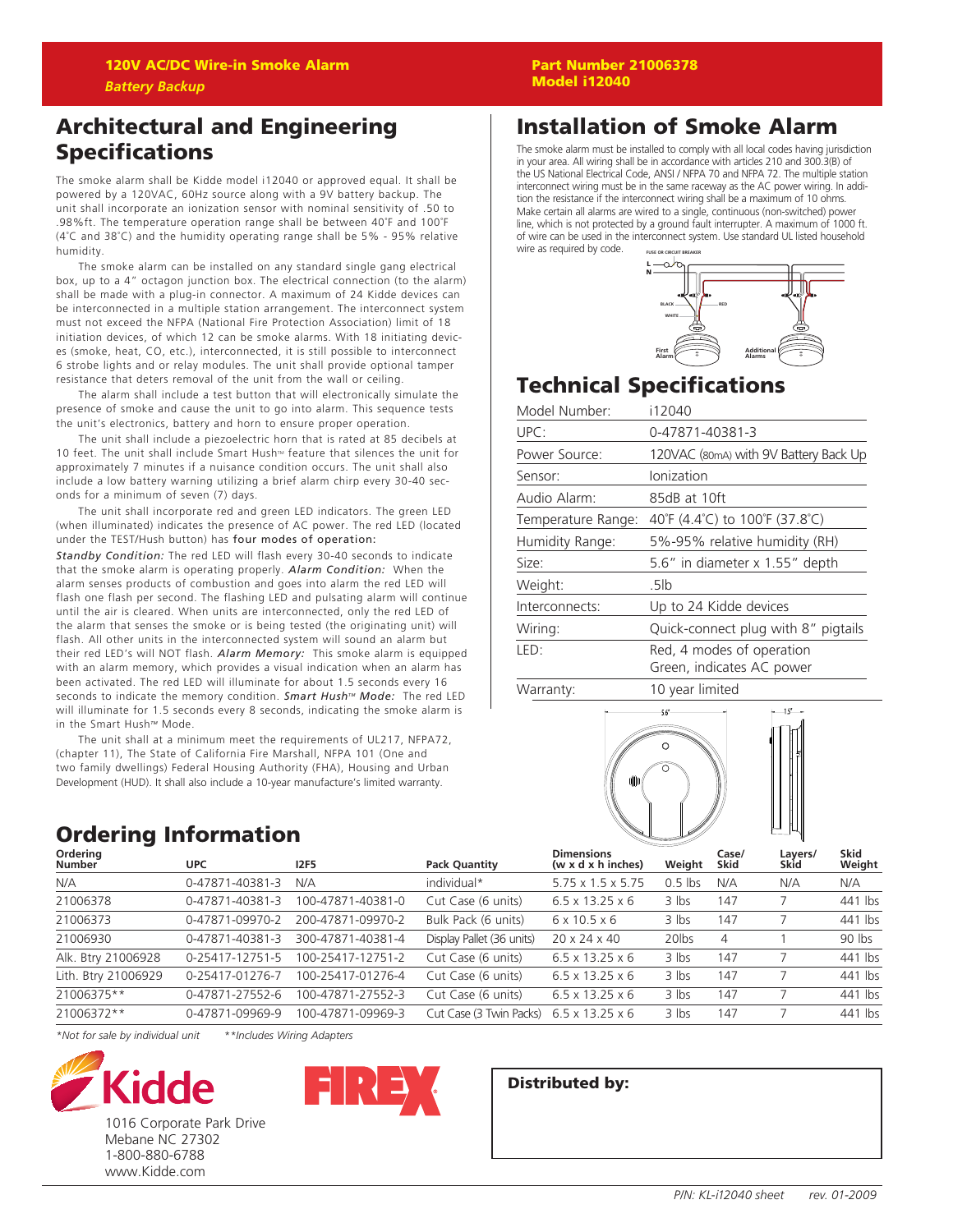**120V AC/DC Wire-in Smoke Alarm**
*Battery Backup*

**Part Number 21006378**
**Model i12040**

## Architectural and Engineering Specifications

The smoke alarm shall be Kidde model i12040 or approved equal. It shall be powered by a 120VAC, 60Hz source along with a 9V battery backup. The unit shall incorporate an ionization sensor with nominal sensitivity of .50 to .98%ft. The temperature operation range shall be between 40˚F and 100˚F (4˚C and 38˚C) and the humidity operating range shall be 5% - 95% relative humidity.

The smoke alarm can be installed on any standard single gang electrical box, up to a 4" octagon junction box. The electrical connection (to the alarm) shall be made with a plug-in connector. A maximum of 24 Kidde devices can be interconnected in a multiple station arrangement. The interconnect system must not exceed the NFPA (National Fire Protection Association) limit of 18 initiation devices, of which 12 can be smoke alarms. With 18 initiating devices (smoke, heat, CO, etc.), interconnected, it is still possible to interconnect 6 strobe lights and or relay modules. The unit shall provide optional tamper resistance that deters removal of the unit from the wall or ceiling.

The alarm shall include a test button that will electronically simulate the presence of smoke and cause the unit to go into alarm. This sequence tests the unit's electronics, battery and horn to ensure proper operation.

The unit shall include a piezoelectric horn that is rated at 85 decibels at 10 feet. The unit shall include Smart Hush™ feature that silences the unit for approximately 7 minutes if a nuisance condition occurs. The unit shall also include a low battery warning utilizing a brief alarm chirp every 30-40 seconds for a minimum of seven (7) days.

The unit shall incorporate red and green LED indicators. The green LED (when illuminated) indicates the presence of AC power. The red LED (located under the TEST/Hush button) has four modes of operation:

*Standby Condition:* The red LED will flash every 30-40 seconds to indicate that the smoke alarm is operating properly. *Alarm Condition:* When the alarm senses products of combustion and goes into alarm the red LED will flash one flash per second. The flashing LED and pulsating alarm will continue until the air is cleared. When units are interconnected, only the red LED of the alarm that senses the smoke or is being tested (the originating unit) will flash. All other units in the interconnected system will sound an alarm but their red LED's will NOT flash. *Alarm Memory:* This smoke alarm is equipped with an alarm memory, which provides a visual indication when an alarm has been activated. The red LED will illuminate for about 1.5 seconds every 16 seconds to indicate the memory condition. *Smart Hush™ Mode:* The red LED will illuminate for 1.5 seconds every 8 seconds, indicating the smoke alarm is in the Smart Hush™ Mode.

The unit shall at a minimum meet the requirements of UL217, NFPA72, (chapter 11), The State of California Fire Marshall, NFPA 101 (One and two family dwellings) Federal Housing Authority (FHA), Housing and Urban Development (HUD). It shall also include a 10-year manufacture's limited warranty.

## Installation of Smoke Alarm

The smoke alarm must be installed to comply with all local codes having jurisdiction in your area. All wiring shall be in accordance with articles 210 and 300.3(B) of the US National Electrical Code, ANSI / NFPA 70 and NFPA 72. The multiple station interconnect wiring must be in the same raceway as the AC power wiring. In addition the resistance if the interconnect wiring shall be a maximum of 10 ohms. Make certain all alarms are wired to a single, continuous (non-switched) power line, which is not protected by a ground fault interrupter. A maximum of 1000 ft. of wire can be used in the interconnect system. Use standard UL listed household wire as required by code.

FUSE OR CIRCUIT BREAKER
L
N
BLACK
WHITE
RED
First Alarm
Additional Alarms

## Technical Specifications

| | |
|---|---|
| Model Number: | i12040 |
| UPC: | 0-47871-40381-3 |
| Power Source: | 120VAC (80mA) with 9V Battery Back Up |
| Sensor: | Ionization |
| Audio Alarm: | 85dB at 10ft |
| Temperature Range: | 40˚F (4.4˚C) to 100˚F (37.8˚C) |
| Humidity Range: | 5%-95% relative humidity (RH) |
| Size: | 5.6" in diameter x 1.55" depth |
| Weight: | .5lb |
| Interconnects: | Up to 24 Kidde devices |
| Wiring: | Quick-connect plug with 8" pigtails |
| LED: | Red, 4 modes of operation<br>Green, indicates AC power |
| Warranty: | 10 year limited |

5.6"
1.5"

## Ordering Information

| Ordering Number | UPC | I2F5 | Pack Quantity | Dimensions (w x d x h inches) | Weight | Case/ Skid | Layers/ Skid | Skid Weight |
|---|---|---|---|---|---|---|---|---|
| N/A | 0-47871-40381-3 | N/A | individual* | 5.75 x 1.5 x 5.75 | 0.5 lbs | N/A | N/A | N/A |
| 21006378 | 0-47871-40381-3 | 100-47871-40381-0 | Cut Case (6 units) | 6.5 x 13.25 x 6 | 3 lbs | 147 | 7 | 441 lbs |
| 21006373 | 0-47871-09970-2 | 200-47871-09970-2 | Bulk Pack (6 units) | 6 x 10.5 x 6 | 3 lbs | 147 | 7 | 441 lbs |
| 21006930 | 0-47871-40381-3 | 300-47871-40381-4 | Display Pallet (36 units) | 20 x 24 x 40 | 20lbs | 4 | 1 | 90 lbs |
| Alk. Btry 21006928 | 0-25417-12751-5 | 100-25417-12751-2 | Cut Case (6 units) | 6.5 x 13.25 x 6 | 3 lbs | 147 | 7 | 441 lbs |
| Lith. Btry 21006929 | 0-25417-01276-7 | 100-25417-01276-4 | Cut Case (6 units) | 6.5 x 13.25 x 6 | 3 lbs | 147 | 7 | 441 lbs |
| 21006375** | 0-47871-27552-6 | 100-47871-27552-3 | Cut Case (6 units) | 6.5 x 13.25 x 6 | 3 lbs | 147 | 7 | 441 lbs |
| 21006372** | 0-47871-09969-9 | 100-47871-09969-3 | Cut Case (3 Twin Packs) | 6.5 x 13.25 x 6 | 3 lbs | 147 | 7 | 441 lbs |

*\*Not for sale by individual unit* *\*\*Includes Wiring Adapters*

Kidde
1016 Corporate Park Drive
Mebane NC 27302
1-800-880-6788
www.Kidde.com

FIREX

**Distributed by:**

P/N: KL-i12040 sheet rev. 01-2009